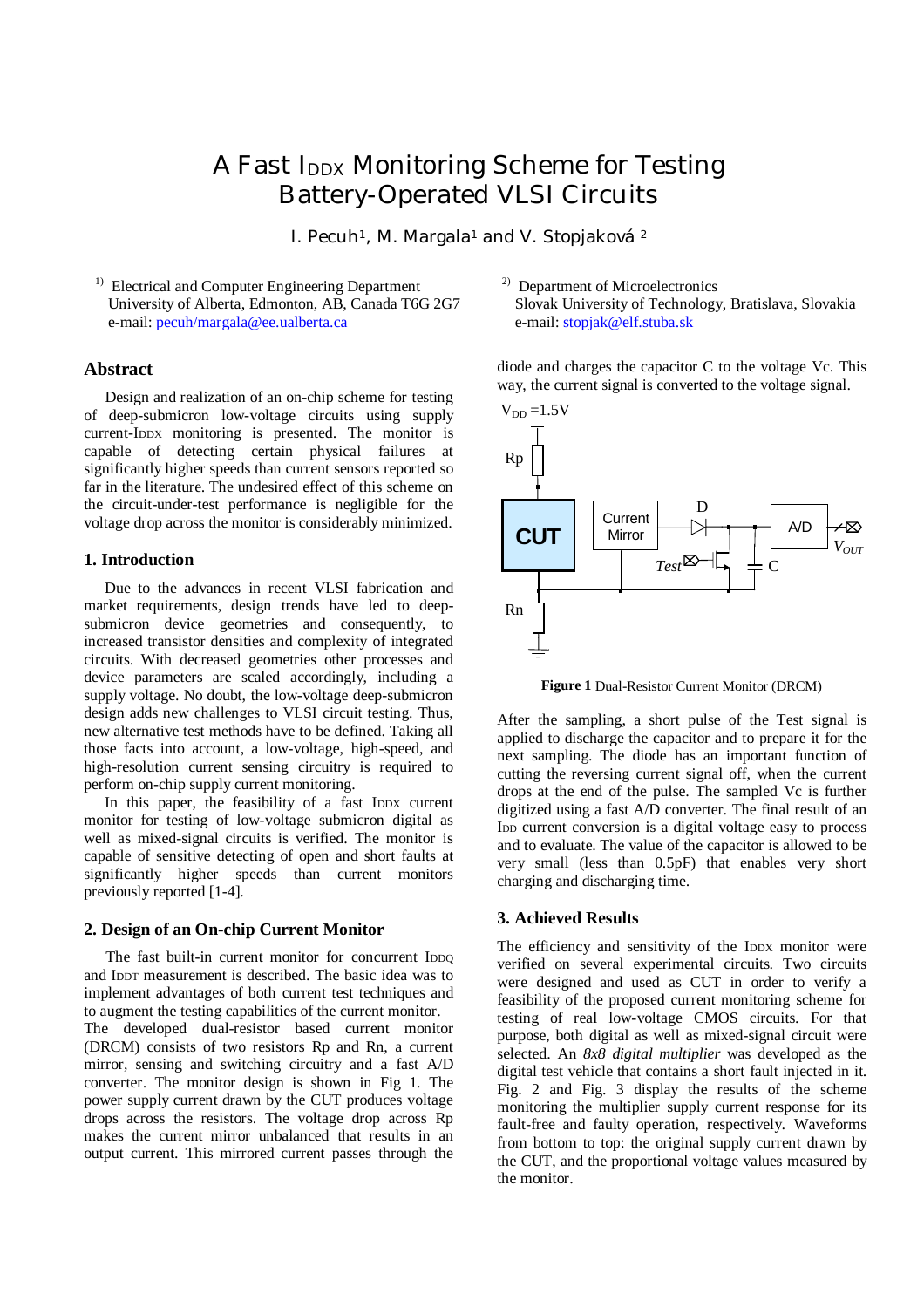# A Fast $I_{DDX}$ Monitoring Scheme for Testing Battery-Operated VLSI Circuits

I. Pecuh[1], M. Margala[1] and V. Stopjaková [2]

[1] Electrical and Computer Engineering Department
University of Alberta, Edmonton, AB, Canada T6G 2G7
e-mail: pecuh/margala@ee.ualberta.ca

[2] Department of Microelectronics
Slovak University of Technology, Bratislava, Slovakia
e-mail: stopjak@elf.stuba.sk

## Abstract

Design and realization of an on-chip scheme for testing of deep-submicron low-voltage circuits using supply current-$I_{DDX}$ monitoring is presented. The monitor is capable of detecting certain physical failures at significantly higher speeds than current sensors reported so far in the literature. The undesired effect of this scheme on the circuit-under-test performance is negligible for the voltage drop across the monitor is considerably minimized.

## 1. Introduction

Due to the advances in recent VLSI fabrication and market requirements, design trends have led to deep-submicron device geometries and consequently, to increased transistor densities and complexity of integrated circuits. With decreased geometries other processes and device parameters are scaled accordingly, including a supply voltage. No doubt, the low-voltage deep-submicron design adds new challenges to VLSI circuit testing. Thus, new alternative test methods have to be defined. Taking all those facts into account, a low-voltage, high-speed, and high-resolution current sensing circuitry is required to perform on-chip supply current monitoring.

In this paper, the feasibility of a fast $I_{DDX}$ current monitor for testing of low-voltage submicron digital as well as mixed-signal circuits is verified. The monitor is capable of sensitive detecting of open and short faults at significantly higher speeds than current monitors previously reported [1-4].

## 2. Design of an On-chip Current Monitor

The fast built-in current monitor for concurrent $I_{DDQ}$ and $I_{DDT}$ measurement is described. The basic idea was to implement advantages of both current test techniques and to augment the testing capabilities of the current monitor.
The developed dual-resistor based current monitor (DRCM) consists of two resistors Rp and Rn, a current mirror, sensing and switching circuitry and a fast A/D converter. The monitor design is shown in Fig 1. The power supply current drawn by the CUT produces voltage drops across the resistors. The voltage drop across Rp makes the current mirror unbalanced that results in an output current. This mirrored current passes through the diode and charges the capacitor C to the voltage Vc. This way, the current signal is converted to the voltage signal.

$V_{DD}$ =1.5V
Rp
CUT
Current Mirror
D
A/D
$V_{OUT}$
Test
C
Rn

**Figure 1** Dual-Resistor Current Monitor (DRCM)

After the sampling, a short pulse of the Test signal is applied to discharge the capacitor and to prepare it for the next sampling. The diode has an important function of cutting the reversing current signal off, when the current drops at the end of the pulse. The sampled Vc is further digitized using a fast A/D converter. The final result of an $I_{DD}$ current conversion is a digital voltage easy to process and to evaluate. The value of the capacitor is allowed to be very small (less than 0.5pF) that enables very short charging and discharging time.

## 3. Achieved Results

The efficiency and sensitivity of the $I_{DDX}$ monitor were verified on several experimental circuits. Two circuits were designed and used as CUT in order to verify a feasibility of the proposed current monitoring scheme for testing of real low-voltage CMOS circuits. For that purpose, both digital as well as mixed-signal circuit were selected. An *8x8 digital multiplier* was developed as the digital test vehicle that contains a short fault injected in it. Fig. 2 and Fig. 3 display the results of the scheme monitoring the multiplier supply current response for its fault-free and faulty operation, respectively. Waveforms from bottom to top: the original supply current drawn by the CUT, and the proportional voltage values measured by the monitor.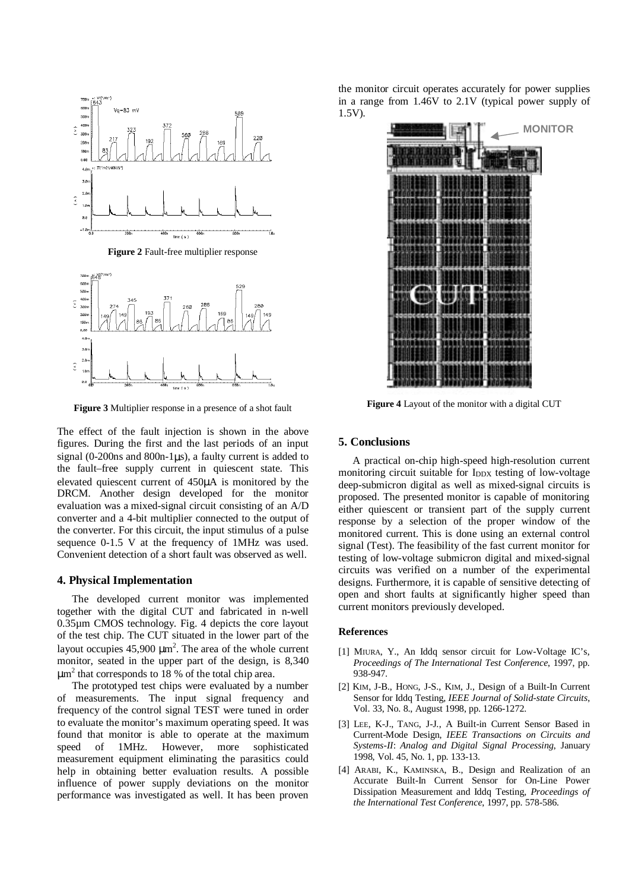Figure 2 Fault-free multiplier response

Figure 3 Multiplier response in a presence of a shot fault

The effect of the fault injection is shown in the above figures. During the first and the last periods of an input signal (0-200ns and 800n-1μs), a faulty current is added to the fault–free supply current in quiescent state. This elevated quiescent current of 450μA is monitored by the DRCM. Another design developed for the monitor evaluation was a mixed-signal circuit consisting of an A/D converter and a 4-bit multiplier connected to the output of the converter. For this circuit, the input stimulus of a pulse sequence 0-1.5 V at the frequency of 1MHz was used. Convenient detection of a short fault was observed as well.

## 4. Physical Implementation

The developed current monitor was implemented together with the digital CUT and fabricated in n-well 0.35μm CMOS technology. Fig. 4 depicts the core layout of the test chip. The CUT situated in the lower part of the layout occupies 45,900 $\mu m^2$. The area of the whole current monitor, seated in the upper part of the design, is 8,340 $\mu m^2$ that corresponds to 18 % of the total chip area.

The prototyped test chips were evaluated by a number of measurements. The input signal frequency and frequency of the control signal TEST were tuned in order to evaluate the monitor's maximum operating speed. It was found that monitor is able to operate at the maximum speed of 1MHz. However, more sophisticated measurement equipment eliminating the parasitics could help in obtaining better evaluation results. A possible influence of power supply deviations on the monitor performance was investigated as well. It has been proven the monitor circuit operates accurately for power supplies in a range from 1.46V to 2.1V (typical power supply of 1.5V).

Figure 4 Layout of the monitor with a digital CUT

## 5. Conclusions

A practical on-chip high-speed high-resolution current monitoring circuit suitable for $I_{DDX}$ testing of low-voltage deep-submicron digital as well as mixed-signal circuits is proposed. The presented monitor is capable of monitoring either quiescent or transient part of the supply current response by a selection of the proper window of the monitored current. This is done using an external control signal (Test). The feasibility of the fast current monitor for testing of low-voltage submicron digital and mixed-signal circuits was verified on a number of the experimental designs. Furthermore, it is capable of sensitive detecting of open and short faults at significantly higher speed than current monitors previously developed.

### References

[1] MIURA, Y., An Iddq sensor circuit for Low-Voltage IC's, *Proceedings of The International Test Conference*, 1997, pp. 938-947.

[2] KIM, J-B., HONG, J-S., KIM, J., Design of a Built-In Current Sensor for Iddq Testing, *IEEE Journal of Solid-state Circuits*, Vol. 33, No. 8., August 1998, pp. 1266-1272.

[3] LEE, K-J., TANG, J-J., A Built-in Current Sensor Based in Current-Mode Design, *IEEE Transactions on Circuits and Systems-II*: *Analog and Digital Signal Processing*, January 1998, Vol. 45, No. 1, pp. 133-13.

[4] ARABI, K., KAMINSKA, B., Design and Realization of an Accurate Built-In Current Sensor for On-Line Power Dissipation Measurement and Iddq Testing, *Proceedings of the International Test Conference*, 1997, pp. 578-586.